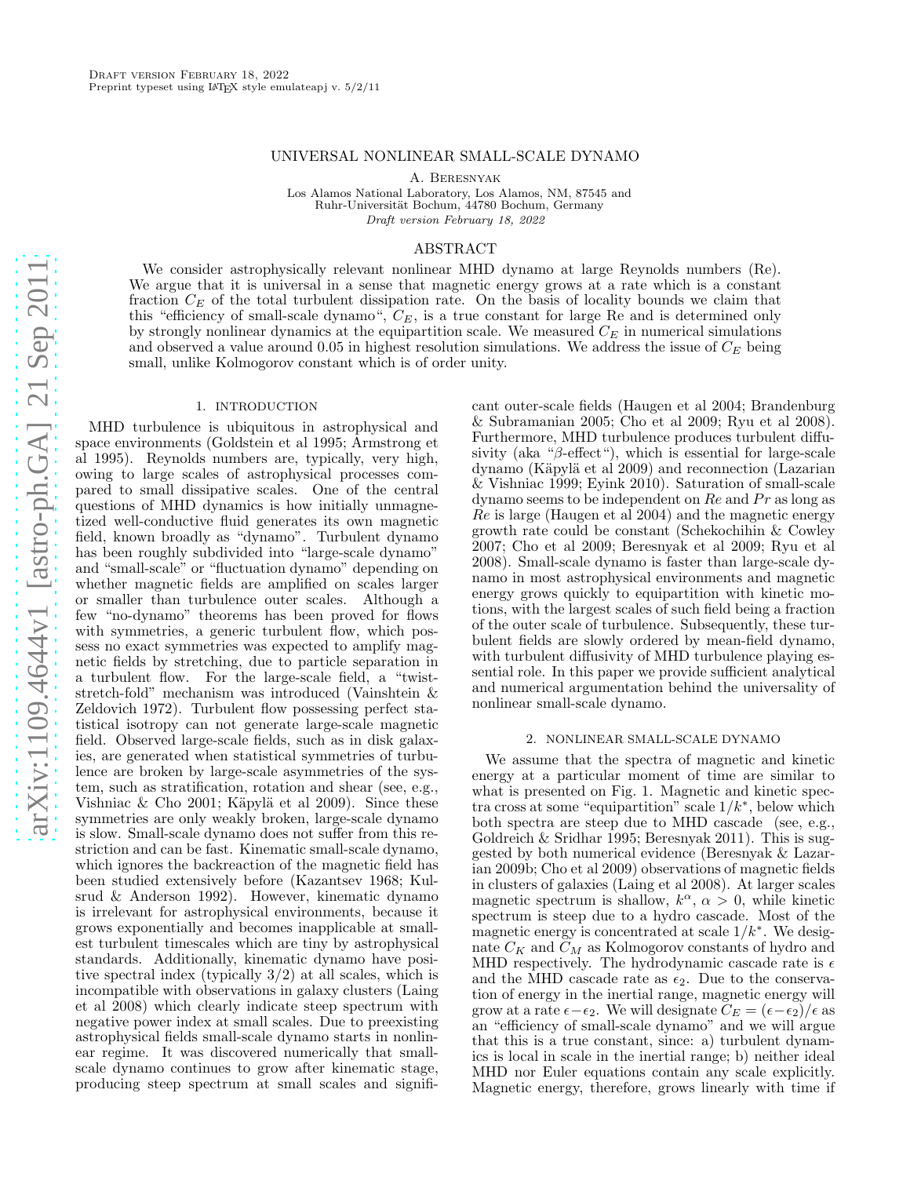# UNIVERSAL NONLINEAR SMALL-SCALE DYNAMO

A. Beresnyak

Los Alamos National Laboratory, Los Alamos, NM, 87545 and
Ruhr-Universität Bochum, 44780 Bochum, Germany

*Draft version February 18, 2022*

## ABSTRACT

We consider astrophysically relevant nonlinear MHD dynamo at large Reynolds numbers (Re). We argue that it is universal in a sense that magnetic energy grows at a rate which is a constant fraction $C_E$ of the total turbulent dissipation rate. On the basis of locality bounds we claim that this "efficiency of small-scale dynamo", $C_E$, is a true constant for large Re and is determined only by strongly nonlinear dynamics at the equipartition scale. We measured $C_E$ in numerical simulations and observed a value around 0.05 in highest resolution simulations. We address the issue of $C_E$ being small, unlike Kolmogorov constant which is of order unity.

## 1. INTRODUCTION

MHD turbulence is ubiquitous in astrophysical and space environments (Goldstein et al 1995; Armstrong et al 1995). Reynolds numbers are, typically, very high, owing to large scales of astrophysical processes compared to small dissipative scales. One of the central questions of MHD dynamics is how initially unmagnetized well-conductive fluid generates its own magnetic field, known broadly as "dynamo". Turbulent dynamo has been roughly subdivided into "large-scale dynamo" and "small-scale" or "fluctuation dynamo" depending on whether magnetic fields are amplified on scales larger or smaller than turbulence outer scales. Although a few "no-dynamo" theorems has been proved for flows with symmetries, a generic turbulent flow, which possess no exact symmetries was expected to amplify magnetic fields by stretching, due to particle separation in a turbulent flow. For the large-scale field, a "twist-stretch-fold" mechanism was introduced (Vainshtein & Zeldovich 1972). Turbulent flow possessing perfect statistical isotropy can not generate large-scale magnetic field. Observed large-scale fields, such as in disk galaxies, are generated when statistical symmetries of turbulence are broken by large-scale asymmetries of the system, such as stratification, rotation and shear (see, e.g., Vishniac & Cho 2001; Käpylä et al 2009). Since these symmetries are only weakly broken, large-scale dynamo is slow. Small-scale dynamo does not suffer from this restriction and can be fast. Kinematic small-scale dynamo, which ignores the backreaction of the magnetic field has been studied extensively before (Kazantsev 1968; Kulsrud & Anderson 1992). However, kinematic dynamo is irrelevant for astrophysical environments, because it grows exponentially and becomes inapplicable at smallest turbulent timescales which are tiny by astrophysical standards. Additionally, kinematic dynamo have positive spectral index (typically 3/2) at all scales, which is incompatible with observations in galaxy clusters (Laing et al 2008) which clearly indicate steep spectrum with negative power index at small scales. Due to preexisting astrophysical fields small-scale dynamo starts in nonlinear regime. It was discovered numerically that small-scale dynamo continues to grow after kinematic stage, producing steep spectrum at small scales and significant outer-scale fields (Haugen et al 2004; Brandenburg & Subramanian 2005; Cho et al 2009; Ryu et al 2008). Furthermore, MHD turbulence produces turbulent diffusivity (aka "β-effect"), which is essential for large-scale dynamo (Käpylä et al 2009) and reconnection (Lazarian & Vishniac 1999; Eyink 2010). Saturation of small-scale dynamo seems to be independent on $Re$ and $Pr$ as long as $Re$ is large (Haugen et al 2004) and the magnetic energy growth rate could be constant (Schekochihin & Cowley 2007; Cho et al 2009; Beresnyak et al 2009; Ryu et al 2008). Small-scale dynamo is faster than large-scale dynamo in most astrophysical environments and magnetic energy grows quickly to equipartition with kinetic motions, with the largest scales of such field being a fraction of the outer scale of turbulence. Subsequently, these turbulent fields are slowly ordered by mean-field dynamo, with turbulent diffusivity of MHD turbulence playing essential role. In this paper we provide sufficient analytical and numerical argumentation behind the universality of nonlinear small-scale dynamo.

## 2. NONLINEAR SMALL-SCALE DYNAMO

We assume that the spectra of magnetic and kinetic energy at a particular moment of time are similar to what is presented on Fig. 1. Magnetic and kinetic spectra cross at some "equipartition" scale $1/k^*$, below which both spectra are steep due to MHD cascade (see, e.g., Goldreich & Sridhar 1995; Beresnyak 2011). This is suggested by both numerical evidence (Beresnyak & Lazarian 2009b; Cho et al 2009) observations of magnetic fields in clusters of galaxies (Laing et al 2008). At larger scales magnetic spectrum is shallow, $k^\alpha$, $\alpha > 0$, while kinetic spectrum is steep due to a hydro cascade. Most of the magnetic energy is concentrated at scale $1/k^*$. We designate $C_K$ and $C_M$ as Kolmogorov constants of hydro and MHD respectively. The hydrodynamic cascade rate is $\epsilon$ and the MHD cascade rate as $\epsilon_2$. Due to the conservation of energy in the inertial range, magnetic energy will grow at a rate $\epsilon - \epsilon_2$. We will designate $C_E = (\epsilon - \epsilon_2)/\epsilon$ as an "efficiency of small-scale dynamo" and we will argue that this is a true constant, since: a) turbulent dynamics is local in scale in the inertial range; b) neither ideal MHD nor Euler equations contain any scale explicitly. Magnetic energy, therefore, grows linearly with time if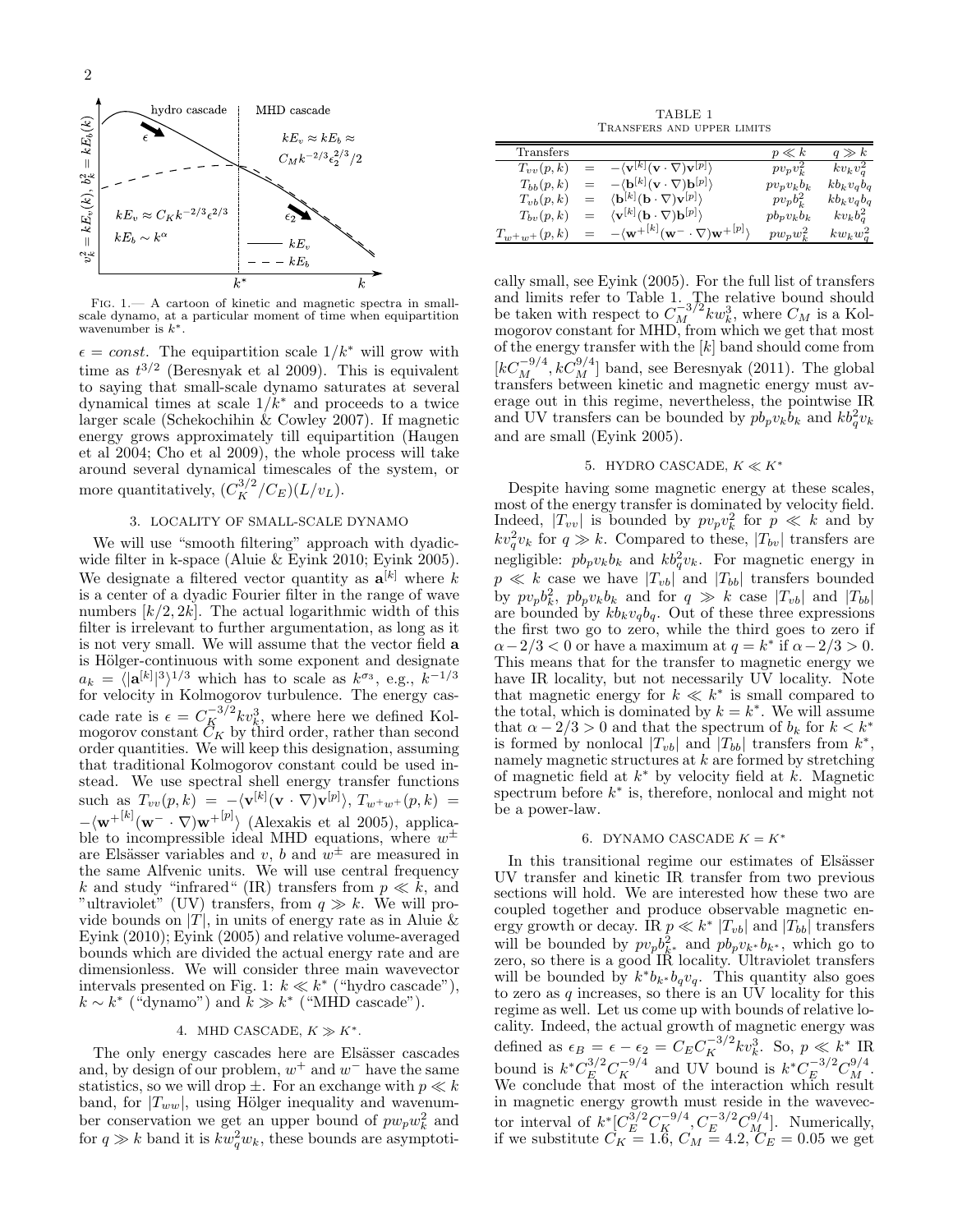FIG. 1.— A cartoon of kinetic and magnetic spectra in small-scale dynamo, at a particular moment of time when equipartition wavenumber is $k^*$.

$\epsilon = const$. The equipartition scale $1/k^*$ will grow with time as $t^{3/2}$ (Beresnyak et al 2009). This is equivalent to saying that small-scale dynamo saturates at several dynamical times at scale $1/k^*$ and proceeds to a twice larger scale (Schekochihin & Cowley 2007). If magnetic energy grows approximately till equipartition (Haugen et al 2004; Cho et al 2009), the whole process will take around several dynamical timescales of the system, or more quantitatively, $(C_K^{3/2}/C_E)(L/v_L)$.

## 3. LOCALITY OF SMALL-SCALE DYNAMO

We will use "smooth filtering" approach with dyadic-wide filter in k-space (Aluie & Eyink 2010; Eyink 2005). We designate a filtered vector quantity as $\mathbf{a}^{[k]}$ where $k$ is a center of a dyadic Fourier filter in the range of wave numbers $[k/2, 2k]$. The actual logarithmic width of this filter is irrelevant to further argumentation, as long as it is not very small. We will assume that the vector field $\mathbf{a}$ is Hölger-continuous with some exponent and designate $a_k = \langle|\mathbf{a}^{[k]}|^3\rangle^{1/3}$ which has to scale as $k^{\sigma_3}$, e.g., $k^{-1/3}$ for velocity in Kolmogorov turbulence. The energy cascade rate is $\epsilon = C_K^{-3/2} k v_k^3$, where here we defined Kolmogorov constant $C_K$ by third order, rather than second order quantities. We will keep this designation, assuming that traditional Kolmogorov constant could be used instead. We use spectral shell energy transfer functions such as $T_{vv}(p,k) = -\langle \mathbf{v}^{[k]}(\mathbf{v}\cdot\nabla)\mathbf{v}^{[p]}\rangle$, $T_{w^+w^+}(p,k) = -\langle \mathbf{w}^{+[k]}(\mathbf{w}^-\cdot\nabla)\mathbf{w}^{+[p]}\rangle$ (Alexakis et al 2005), applicable to incompressible ideal MHD equations, where $w^\pm$ are Elsässer variables and $v$, $b$ and $w^\pm$ are measured in the same Alfvenic units. We will use central frequency $k$ and study "infrared" (IR) transfers from $p \ll k$, and "ultraviolet" (UV) transfers, from $q \gg k$. We will provide bounds on $|T|$, in units of energy rate as in Aluie & Eyink (2010); Eyink (2005) and relative volume-averaged bounds which are divided the actual energy rate and are dimensionless. We will consider three main wavevector intervals presented on Fig. 1: $k \ll k^*$ ("hydro cascade"), $k \sim k^*$ ("dynamo") and $k \gg k^*$ ("MHD cascade").

## 4. MHD CASCADE, $K \gg K^*$.

The only energy cascades here are Elsässer cascades and, by design of our problem, $w^+$ and $w^-$ have the same statistics, so we will drop $\pm$. For an exchange with $p \ll k$ band, for $|T_{ww}|$, using Hölger inequality and wavenumber conservation we get an upper bound of $p w_p w_k^2$ and for $q \gg k$ band it is $k w_q^2 w_k$, these bounds are asymptotically small, see Eyink (2005). For the full list of transfers and limits refer to Table 1. The relative bound should be taken with respect to $C_M^{-3/2} k w_k^3$, where $C_M$ is a Kolmogorov constant for MHD, from which we get that most of the energy transfer with the $[k]$ band should come from $[kC_M^{-9/4}, kC_M^{9/4}]$ band, see Beresnyak (2011). The global transfers between kinetic and magnetic energy must average out in this regime, nevertheless, the pointwise IR and UV transfers can be bounded by $p b_p v_k b_k$ and $k b_q^2 v_k$ and are small (Eyink 2005).

TABLE 1
TRANSFERS AND UPPER LIMITS

| Transfers | | | $p \ll k$ | $q \gg k$ |
|---|---|---|---|---|
| $T_{vv}(p,k)$ | $=$ | $-\langle \mathbf{v}^{[k]}(\mathbf{v}\cdot\nabla)\mathbf{v}^{[p]}\rangle$ | $p v_p v_k^2$ | $k v_k v_q^2$ |
| $T_{bb}(p,k)$ | $=$ | $-\langle \mathbf{b}^{[k]}(\mathbf{v}\cdot\nabla)\mathbf{b}^{[p]}\rangle$ | $p v_p v_k b_k$ | $k b_k v_q b_q$ |
| $T_{vb}(p,k)$ | $=$ | $\langle \mathbf{b}^{[k]}(\mathbf{b}\cdot\nabla)\mathbf{v}^{[p]}\rangle$ | $p v_p b_k^2$ | $k b_k v_q b_q$ |
| $T_{bv}(p,k)$ | $=$ | $\langle \mathbf{v}^{[k]}(\mathbf{b}\cdot\nabla)\mathbf{b}^{[p]}\rangle$ | $p b_p v_k b_k$ | $k v_k b_q^2$ |
| $T_{w^+w^+}(p,k)$ | $=$ | $-\langle \mathbf{w}^{+[k]}(\mathbf{w}^-\cdot\nabla)\mathbf{w}^{+[p]}\rangle$ | $p w_p w_k^2$ | $k w_k w_q^2$ |

## 5. HYDRO CASCADE, $K \ll K^*$

Despite having some magnetic energy at these scales, most of the energy transfer is dominated by velocity field. Indeed, $|T_{vv}|$ is bounded by $p v_p v_k^2$ for $p \ll k$ and by $k v_q^2 v_k$ for $q \gg k$. Compared to these, $|T_{bv}|$ transfers are negligible: $p b_p v_k b_k$ and $k b_q^2 v_k$. For magnetic energy in $p \ll k$ case we have $|T_{vb}|$ and $|T_{bb}|$ transfers bounded by $p v_p b_k^2$, $p b_p v_k b_k$ and for $q \gg k$ case $|T_{vb}|$ and $|T_{bb}|$ are bounded by $k b_k v_q b_q$. Out of these three expressions the first two go to zero, while the third goes to zero if $\alpha - 2/3 < 0$ or have a maximum at $q = k^*$ if $\alpha - 2/3 > 0$. This means that for the transfer to magnetic energy we have IR locality, but not necessarily UV locality. Note that magnetic energy for $k \ll k^*$ is small compared to the total, which is dominated by $k = k^*$. We will assume that $\alpha - 2/3 > 0$ and that the spectrum of $b_k$ for $k < k^*$ is formed by nonlocal $|T_{vb}|$ and $|T_{bb}|$ transfers from $k^*$, namely magnetic structures at $k$ are formed by stretching of magnetic field at $k^*$ by velocity field at $k$. Magnetic spectrum before $k^*$ is, therefore, nonlocal and might not be a power-law.

## 6. DYNAMO CASCADE $K = K^*$

In this transitional regime our estimates of Elsässer UV transfer and kinetic IR transfer from two previous sections will hold. We are interested how these two are coupled together and produce observable magnetic energy growth or decay. IR $p \ll k^*$ $|T_{vb}|$ and $|T_{bb}|$ transfers will be bounded by $p v_p b_{k^*}^2$ and $p b_p v_{k^*} b_{k^*}$, which go to zero, so there is a good IR locality. Ultraviolet transfers will be bounded by $k^* b_{k^*} b_q v_q$. This quantity also goes to zero as $q$ increases, so there is an UV locality for this regime as well. Let us come up with bounds of relative locality. Indeed, the actual growth of magnetic energy was defined as $\epsilon_B = \epsilon - \epsilon_2 = C_E C_K^{-3/2} k v_k^3$. So, $p \ll k^*$ IR bound is $k^* C_E^{3/2} C_K^{-9/4}$ and UV bound is $k^* C_E^{-3/2} C_M^{9/4}$. We conclude that most of the interaction which result in magnetic energy growth must reside in the wavevector interval of $k^*[C_E^{3/2} C_K^{-9/4}, C_E^{-3/2} C_M^{9/4}]$. Numerically, if we substitute $C_K = 1.6$, $C_M = 4.2$, $C_E = 0.05$ we get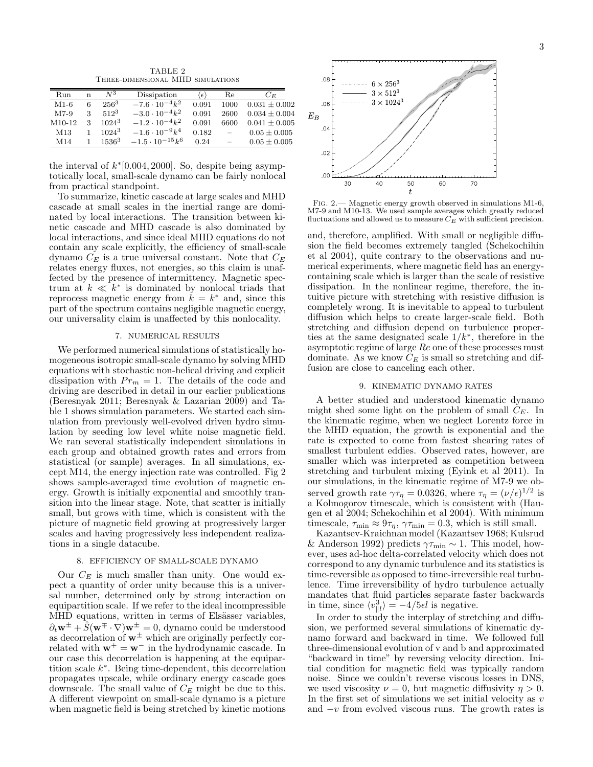TABLE 2
Three-dimensional MHD simulations

| Run | n | $N^3$ | Dissipation | $\langle\epsilon\rangle$ | Re | $C_E$ |
|---|---|---|---|---|---|---|
| M1-6 | 6 | $256^3$ | $-7.6\cdot 10^{-4}k^2$ | 0.091 | 1000 | $0.031 \pm 0.002$ |
| M7-9 | 3 | $512^3$ | $-3.0\cdot 10^{-4}k^2$ | 0.091 | 2600 | $0.034 \pm 0.004$ |
| M10-12 | 3 | $1024^3$ | $-1.2\cdot 10^{-4}k^2$ | 0.091 | 6600 | $0.041 \pm 0.005$ |
| M13 | 1 | $1024^3$ | $-1.6\cdot 10^{-9}k^4$ | 0.182 | – | $0.05 \pm 0.005$ |
| M14 | 1 | $1536^3$ | $-1.5\cdot 10^{-15}k^6$ | 0.24 | – | $0.05 \pm 0.005$ |

the interval of $k^*[0.004, 2000]$. So, despite being asymptotically local, small-scale dynamo can be fairly nonlocal from practical standpoint.

To summarize, kinetic cascade at large scales and MHD cascade at small scales in the inertial range are dominated by local interactions. The transition between kinetic cascade and MHD cascade is also dominated by local interactions, and since ideal MHD equations do not contain any scale explicitly, the efficiency of small-scale dynamo $C_E$ is a true universal constant. Note that $C_E$ relates energy fluxes, not energies, so this claim is unaffected by the presence of intermittency. Magnetic spectrum at $k \ll k^*$ is dominated by nonlocal triads that reprocess magnetic energy from $k = k^*$ and, since this part of the spectrum contains negligible magnetic energy, our universality claim is unaffected by this nonlocality.

## 7. NUMERICAL RESULTS

We performed numerical simulations of statistically homogeneous isotropic small-scale dynamo by solving MHD equations with stochastic non-helical driving and explicit dissipation with $Pr_m = 1$. The details of the code and driving are described in detail in our earlier publications (Beresnyak 2011; Beresnyak & Lazarian 2009) and Table 1 shows simulation parameters. We started each simulation from previously well-evolved driven hydro simulation by seeding low level white noise magnetic field. We ran several statistically independent simulations in each group and obtained growth rates and errors from statistical (or sample) averages. In all simulations, except M14, the energy injection rate was controlled. Fig 2 shows sample-averaged time evolution of magnetic energy. Growth is initially exponential and smoothly transition into the linear stage. Note, that scatter is initially small, but grows with time, which is consistent with the picture of magnetic field growing at progressively larger scales and having progressively less independent realizations in a single datacube.

Fig. 2.— Magnetic energy growth observed in simulations M1-6, M7-9 and M10-13. We used sample averages which greatly reduced fluctuations and allowed us to measure $C_E$ with sufficient precision.

## 8. EFFICIENCY OF SMALL-SCALE DYNAMO

Our $C_E$ is much smaller than unity. One would expect a quantity of order unity because this is a universal number, determined only by strong interaction on equipartition scale. If we refer to the ideal incompressible MHD equations, written in terms of Elsässer variables, $\partial_t \mathbf{w}^\pm + \hat{S}(\mathbf{w}^\mp\cdot\nabla)\mathbf{w}^\pm = 0$, dynamo could be understood as decorrelation of $\mathbf{w}^\pm$ which are originally perfectly correlated with $\mathbf{w}^+ = \mathbf{w}^-$ in the hydrodynamic cascade. In our case this decorrelation is happening at the equipartition scale $k^*$. Being time-dependent, this decorrelation propagates upscale, while ordinary energy cascade goes downscale. The small value of $C_E$ might be due to this. A different viewpoint on small-scale dynamo is a picture when magnetic field is being stretched by kinetic motions and, therefore, amplified. With small or negligible diffusion the field becomes extremely tangled (Schekochihin et al 2004), quite contrary to the observations and numerical experiments, where magnetic field has an energy-containing scale which is larger than the scale of resistive dissipation. In the nonlinear regime, therefore, the intuitive picture with stretching with resistive diffusion is completely wrong. It is inevitable to appeal to turbulent diffusion which helps to create larger-scale field. Both stretching and diffusion depend on turbulence properties at the same designated scale $1/k^*$, therefore in the asymptotic regime of large $Re$ one of these processes must dominate. As we know $C_E$ is small so stretching and diffusion are close to canceling each other.

## 9. KINEMATIC DYNAMO RATES

A better studied and understood kinematic dynamo might shed some light on the problem of small $C_E$. In the kinematic regime, when we neglect Lorentz force in the MHD equation, the growth is exponential and the rate is expected to come from fastest shearing rates of smallest turbulent eddies. Observed rates, however, are smaller which was interpreted as competition between stretching and turbulent mixing (Eyink et al 2011). In our simulations, in the kinematic regime of M7-9 we observed growth rate $\gamma\tau_\eta = 0.0326$, where $\tau_\eta = (\nu/\epsilon)^{1/2}$ is a Kolmogorov timescale, which is consistent with (Haugen et al 2004; Schekochihin et al 2004). With minimum timescale, $\tau_{\rm min} \approx 9\tau_\eta$, $\gamma\tau_{\rm min} = 0.3$, which is still small.

Kazantsev-Kraichnan model (Kazantsev 1968; Kulsrud & Anderson 1992) predicts $\gamma\tau_{\rm min} \sim 1$. This model, however, uses ad-hoc delta-correlated velocity which does not correspond to any dynamic turbulence and its statistics is time-reversible as opposed to time-irreversible real turbulence. Time irreversibility of hydro turbulence actually mandates that fluid particles separate faster backwards in time, since $\langle v_{\|l}^3\rangle = -4/5\epsilon l$ is negative.

In order to study the interplay of stretching and diffusion, we performed several simulations of kinematic dynamo forward and backward in time. We followed full three-dimensional evolution of v and b and approximated "backward in time" by reversing velocity direction. Initial condition for magnetic field was typically random noise. Since we couldn't reverse viscous losses in DNS, we used viscosity $\nu = 0$, but magnetic diffusivity $\eta > 0$. In the first set of simulations we set initial velocity as $v$ and $-v$ from evolved viscous runs. The growth rates is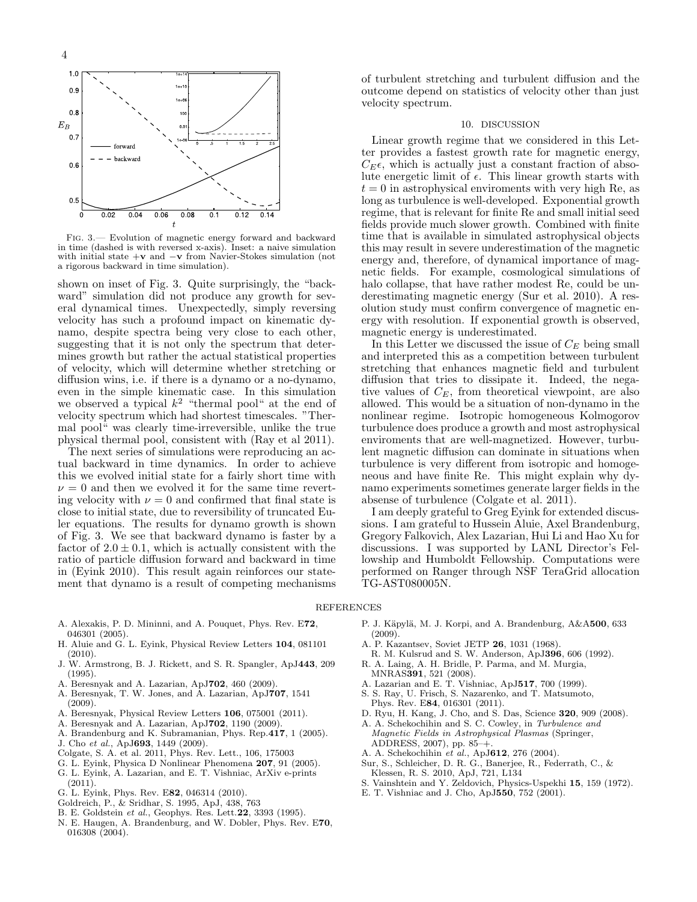1.0

0.9

0.8

$E_B$

0.7

0.6

0.5

0 0.02 0.04 0.06 0.08 0.1 0.12 0.14

$t$

forward

backward

1e+15

1e+10

1e+05

100

0.01

1e−06

0 .5 1 1.5 2 2.5

Fig. 3.— Evolution of magnetic energy forward and backward in time (dashed is with reversed x-axis). Inset: a naive simulation with initial state $+\mathbf{v}$ and $-\mathbf{v}$ from Navier-Stokes simulation (not a rigorous backward in time simulation).

shown on inset of Fig. 3. Quite surprisingly, the "backward" simulation did not produce any growth for several dynamical times. Unexpectedly, simply reversing velocity has such a profound impact on kinematic dynamo, despite spectra being very close to each other, suggesting that it is not only the spectrum that determines growth but rather the actual statistical properties of velocity, which will determine whether stretching or diffusion wins, i.e. if there is a dynamo or a no-dynamo, even in the simple kinematic case. In this simulation we observed a typical $k^2$ "thermal pool" at the end of velocity spectrum which had shortest timescales. "Thermal pool" was clearly time-irreversible, unlike the true physical thermal pool, consistent with (Ray et al 2011).

The next series of simulations were reproducing an actual backward in time dynamics. In order to achieve this we evolved initial state for a fairly short time with $\nu = 0$ and then we evolved it for the same time reverting velocity with $\nu = 0$ and confirmed that final state is close to initial state, due to reversibility of truncated Euler equations. The results for dynamo growth is shown of Fig. 3. We see that backward dynamo is faster by a factor of $2.0 \pm 0.1$, which is actually consistent with the ratio of particle diffusion forward and backward in time in (Eyink 2010). This result again reinforces our statement that dynamo is a result of competing mechanisms of turbulent stretching and turbulent diffusion and the outcome depend on statistics of velocity other than just velocity spectrum.

## 10. DISCUSSION

Linear growth regime that we considered in this Letter provides a fastest growth rate for magnetic energy, $C_E\epsilon$, which is actually just a constant fraction of absolute energetic limit of $\epsilon$. This linear growth starts with $t = 0$ in astrophysical enviroments with very high Re, as long as turbulence is well-developed. Exponential growth regime, that is relevant for finite Re and small initial seed fields provide much slower growth. Combined with finite time that is available in simulated astrophysical objects this may result in severe underestimation of the magnetic energy and, therefore, of dynamical importance of magnetic fields. For example, cosmological simulations of halo collapse, that have rather modest Re, could be underestimating magnetic energy (Sur et al. 2010). A resolution study must confirm convergence of magnetic energy with resolution. If exponential growth is observed, magnetic energy is underestimated.

In this Letter we discussed the issue of $C_E$ being small and interpreted this as a competition between turbulent stretching that enhances magnetic field and turbulent diffusion that tries to dissipate it. Indeed, the negative values of $C_E$, from theoretical viewpoint, are also allowed. This would be a situation of non-dynamo in the nonlinear regime. Isotropic homogeneous Kolmogorov turbulence does produce a growth and most astrophysical enviroments that are well-magnetized. However, turbulent magnetic diffusion can dominate in situations when turbulence is very different from isotropic and homogeneous and have finite Re. This might explain why dynamo experiments sometimes generate larger fields in the absense of turbulence (Colgate et al. 2011).

I am deeply grateful to Greg Eyink for extended discussions. I am grateful to Hussein Aluie, Axel Brandenburg, Gregory Falkovich, Alex Lazarian, Hui Li and Hao Xu for discussions. I was supported by LANL Director's Fellowship and Humboldt Fellowship. Computations were performed on Ranger through NSF TeraGrid allocation TG-AST080005N.

## REFERENCES

A. Alexakis, P. D. Mininni, and A. Pouquet, Phys. Rev. E**72**, 046301 (2005).
H. Aluie and G. L. Eyink, Physical Review Letters **104**, 081101 (2010).
J. W. Armstrong, B. J. Rickett, and S. R. Spangler, ApJ**443**, 209 (1995).
A. Beresnyak and A. Lazarian, ApJ**702**, 460 (2009).
A. Beresnyak, T. W. Jones, and A. Lazarian, ApJ**707**, 1541 (2009).
A. Beresnyak, Physical Review Letters **106**, 075001 (2011).
A. Beresnyak and A. Lazarian, ApJ**702**, 1190 (2009).
A. Brandenburg and K. Subramanian, Phys. Rep.**417**, 1 (2005).
J. Cho *et al.*, ApJ**693**, 1449 (2009).
Colgate, S. A. et al. 2011, Phys. Rev. Lett., 106, 175003
G. L. Eyink, Physica D Nonlinear Phenomena **207**, 91 (2005).
G. L. Eyink, A. Lazarian, and E. T. Vishniac, ArXiv e-prints (2011).
G. L. Eyink, Phys. Rev. E**82**, 046314 (2010).
Goldreich, P., & Sridhar, S. 1995, ApJ, 438, 763
B. E. Goldstein *et al.*, Geophys. Res. Lett.**22**, 3393 (1995).
N. E. Haugen, A. Brandenburg, and W. Dobler, Phys. Rev. E**70**, 016308 (2004).
P. J. Käpylä, M. J. Korpi, and A. Brandenburg, A&A**500**, 633 (2009).
A. P. Kazantsev, Soviet JETP **26**, 1031 (1968).
R. M. Kulsrud and S. W. Anderson, ApJ**396**, 606 (1992).
R. A. Laing, A. H. Bridle, P. Parma, and M. Murgia, MNRAS**391**, 521 (2008).
A. Lazarian and E. T. Vishniac, ApJ**517**, 700 (1999).
S. S. Ray, U. Frisch, S. Nazarenko, and T. Matsumoto, Phys. Rev. E**84**, 016301 (2011).
D. Ryu, H. Kang, J. Cho, and S. Das, Science **320**, 909 (2008).
A. A. Schekochihin and S. C. Cowley, in *Turbulence and Magnetic Fields in Astrophysical Plasmas* (Springer, ADDRESS, 2007), pp. 85–+.
A. A. Schekochihin *et al.*, ApJ**612**, 276 (2004).
Sur, S., Schleicher, D. R. G., Banerjee, R., Federrath, C., & Klessen, R. S. 2010, ApJ, 721, L134
S. Vainshtein and Y. Zeldovich, Physics-Uspekhi **15**, 159 (1972).
E. T. Vishniac and J. Cho, ApJ**550**, 752 (2001).